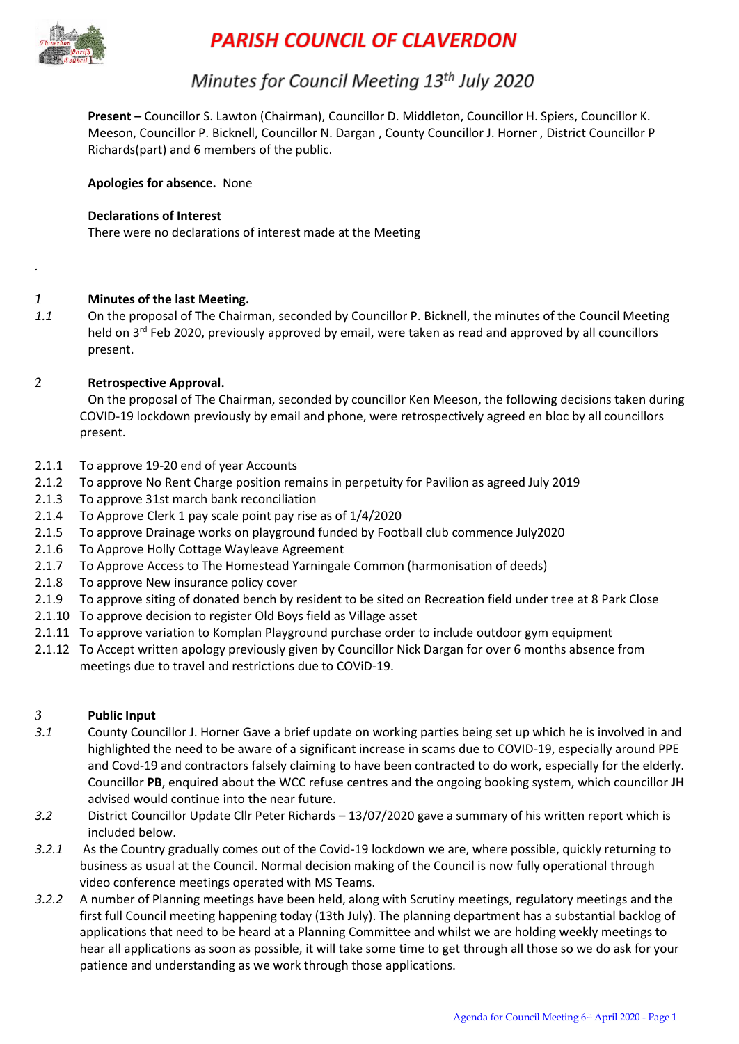# PARISH COUNCIL OF CLAVERDON

## Minutes for Council Meeting 13th July 2020

**Present –** Councillor S. Lawton (Chairman), Councillor D. Middleton, Councillor H. Spiers, Councillor K. Meeson, Councillor P. Bicknell, Councillor N. Dargan , County Councillor J. Horner , District Councillor P Richards(part) and 6 members of the public.

**Apologies for absence.** None

**Declarations of Interest**
There were no declarations of interest made at the Meeting

.

*1* **Minutes of the last Meeting.**

*1.1* On the proposal of The Chairman, seconded by Councillor P. Bicknell, the minutes of the Council Meeting held on 3rd Feb 2020, previously approved by email, were taken as read and approved by all councillors present.

2 **Retrospective Approval.**

On the proposal of The Chairman, seconded by councillor Ken Meeson, the following decisions taken during COVID-19 lockdown previously by email and phone, were retrospectively agreed en bloc by all councillors present.

2.1.1 To approve 19-20 end of year Accounts
2.1.2 To approve No Rent Charge position remains in perpetuity for Pavilion as agreed July 2019
2.1.3 To approve 31st march bank reconciliation
2.1.4 To Approve Clerk 1 pay scale point pay rise as of 1/4/2020
2.1.5 To approve Drainage works on playground funded by Football club commence July2020
2.1.6 To Approve Holly Cottage Wayleave Agreement
2.1.7 To Approve Access to The Homestead Yarningale Common (harmonisation of deeds)
2.1.8 To approve New insurance policy cover
2.1.9 To approve siting of donated bench by resident to be sited on Recreation field under tree at 8 Park Close
2.1.10 To approve decision to register Old Boys field as Village asset
2.1.11 To approve variation to Komplan Playground purchase order to include outdoor gym equipment
2.1.12 To Accept written apology previously given by Councillor Nick Dargan for over 6 months absence from meetings due to travel and restrictions due to COViD-19.

*3* **Public Input**

*3.1* County Councillor J. Horner Gave a brief update on working parties being set up which he is involved in and highlighted the need to be aware of a significant increase in scams due to COVID-19, especially around PPE and Covd-19 and contractors falsely claiming to have been contracted to do work, especially for the elderly. Councillor **PB**, enquired about the WCC refuse centres and the ongoing booking system, which councillor **JH** advised would continue into the near future.

*3.2* District Councillor Update Cllr Peter Richards – 13/07/2020 gave a summary of his written report which is included below.

*3.2.1* As the Country gradually comes out of the Covid-19 lockdown we are, where possible, quickly returning to business as usual at the Council. Normal decision making of the Council is now fully operational through video conference meetings operated with MS Teams.

*3.2.2* A number of Planning meetings have been held, along with Scrutiny meetings, regulatory meetings and the first full Council meeting happening today (13th July). The planning department has a substantial backlog of applications that need to be heard at a Planning Committee and whilst we are holding weekly meetings to hear all applications as soon as possible, it will take some time to get through all those so we do ask for your patience and understanding as we work through those applications.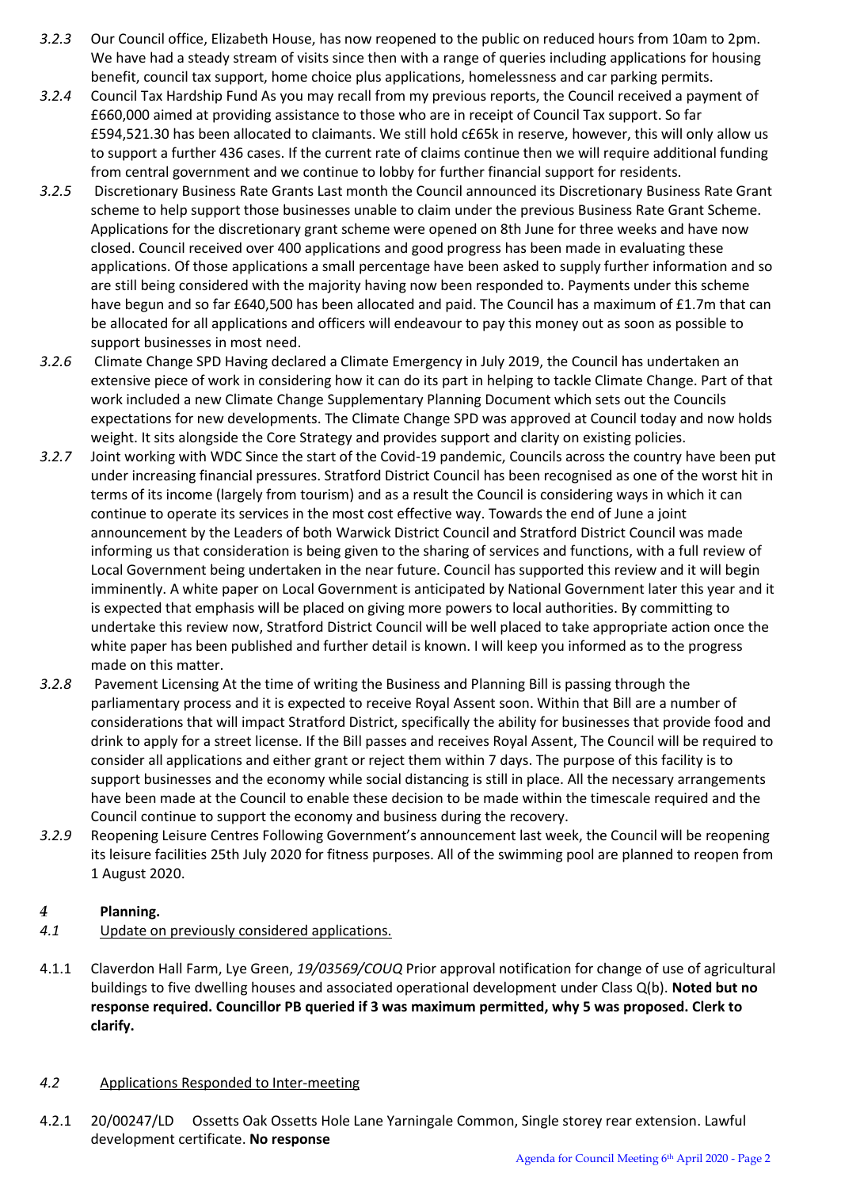*3.2.3* Our Council office, Elizabeth House, has now reopened to the public on reduced hours from 10am to 2pm. We have had a steady stream of visits since then with a range of queries including applications for housing benefit, council tax support, home choice plus applications, homelessness and car parking permits.

*3.2.4* Council Tax Hardship Fund As you may recall from my previous reports, the Council received a payment of £660,000 aimed at providing assistance to those who are in receipt of Council Tax support. So far £594,521.30 has been allocated to claimants. We still hold c£65k in reserve, however, this will only allow us to support a further 436 cases. If the current rate of claims continue then we will require additional funding from central government and we continue to lobby for further financial support for residents.

*3.2.5* Discretionary Business Rate Grants Last month the Council announced its Discretionary Business Rate Grant scheme to help support those businesses unable to claim under the previous Business Rate Grant Scheme. Applications for the discretionary grant scheme were opened on 8th June for three weeks and have now closed. Council received over 400 applications and good progress has been made in evaluating these applications. Of those applications a small percentage have been asked to supply further information and so are still being considered with the majority having now been responded to. Payments under this scheme have begun and so far £640,500 has been allocated and paid. The Council has a maximum of £1.7m that can be allocated for all applications and officers will endeavour to pay this money out as soon as possible to support businesses in most need.

*3.2.6* Climate Change SPD Having declared a Climate Emergency in July 2019, the Council has undertaken an extensive piece of work in considering how it can do its part in helping to tackle Climate Change. Part of that work included a new Climate Change Supplementary Planning Document which sets out the Councils expectations for new developments. The Climate Change SPD was approved at Council today and now holds weight. It sits alongside the Core Strategy and provides support and clarity on existing policies.

*3.2.7* Joint working with WDC Since the start of the Covid-19 pandemic, Councils across the country have been put under increasing financial pressures. Stratford District Council has been recognised as one of the worst hit in terms of its income (largely from tourism) and as a result the Council is considering ways in which it can continue to operate its services in the most cost effective way. Towards the end of June a joint announcement by the Leaders of both Warwick District Council and Stratford District Council was made informing us that consideration is being given to the sharing of services and functions, with a full review of Local Government being undertaken in the near future. Council has supported this review and it will begin imminently. A white paper on Local Government is anticipated by National Government later this year and it is expected that emphasis will be placed on giving more powers to local authorities. By committing to undertake this review now, Stratford District Council will be well placed to take appropriate action once the white paper has been published and further detail is known. I will keep you informed as to the progress made on this matter.

*3.2.8* Pavement Licensing At the time of writing the Business and Planning Bill is passing through the parliamentary process and it is expected to receive Royal Assent soon. Within that Bill are a number of considerations that will impact Stratford District, specifically the ability for businesses that provide food and drink to apply for a street license. If the Bill passes and receives Royal Assent, The Council will be required to consider all applications and either grant or reject them within 7 days. The purpose of this facility is to support businesses and the economy while social distancing is still in place. All the necessary arrangements have been made at the Council to enable these decision to be made within the timescale required and the Council continue to support the economy and business during the recovery.

*3.2.9* Reopening Leisure Centres Following Government's announcement last week, the Council will be reopening its leisure facilities 25th July 2020 for fitness purposes. All of the swimming pool are planned to reopen from 1 August 2020.

## *4* Planning.

### *4.1* <u>Update on previously considered applications.</u>

4.1.1 Claverdon Hall Farm, Lye Green, *19/03569/COUQ* Prior approval notification for change of use of agricultural buildings to five dwelling houses and associated operational development under Class Q(b). **Noted but no response required. Councillor PB queried if 3 was maximum permitted, why 5 was proposed. Clerk to clarify.**

### *4.2* <u>Applications Responded to Inter-meeting</u>

4.2.1 20/00247/LD Ossetts Oak Ossetts Hole Lane Yarningale Common, Single storey rear extension. Lawful development certificate. **No response**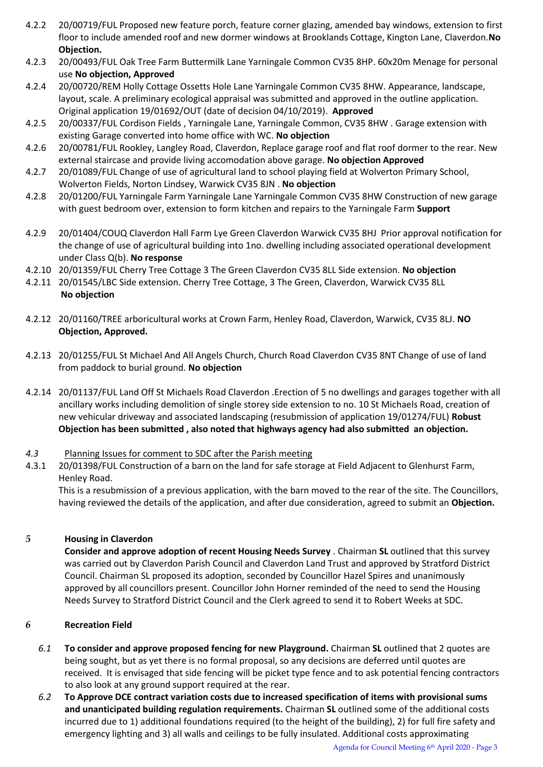4.2.2 20/00719/FUL Proposed new feature porch, feature corner glazing, amended bay windows, extension to first floor to include amended roof and new dormer windows at Brooklands Cottage, Kington Lane, Claverdon.**No Objection.**

4.2.3 20/00493/FUL Oak Tree Farm Buttermilk Lane Yarningale Common CV35 8HP. 60x20m Menage for personal use **No objection, Approved**

4.2.4 20/00720/REM Holly Cottage Ossetts Hole Lane Yarningale Common CV35 8HW. Appearance, landscape, layout, scale. A preliminary ecological appraisal was submitted and approved in the outline application. Original application 19/01692/OUT (date of decision 04/10/2019). **Approved**

4.2.5 20/00337/FUL Cordison Fields , Yarningale Lane, Yarningale Common, CV35 8HW . Garage extension with existing Garage converted into home office with WC. **No objection**

4.2.6 20/00781/FUL Rookley, Langley Road, Claverdon, Replace garage roof and flat roof dormer to the rear. New external staircase and provide living accomodation above garage. **No objection Approved**

4.2.7 20/01089/FUL Change of use of agricultural land to school playing field at Wolverton Primary School, Wolverton Fields, Norton Lindsey, Warwick CV35 8JN . **No objection**

4.2.8 20/01200/FUL Yarningale Farm Yarningale Lane Yarningale Common CV35 8HW Construction of new garage with guest bedroom over, extension to form kitchen and repairs to the Yarningale Farm **Support**

4.2.9 20/01404/COUQ Claverdon Hall Farm Lye Green Claverdon Warwick CV35 8HJ Prior approval notification for the change of use of agricultural building into 1no. dwelling including associated operational development under Class Q(b). **No response**

4.2.10 20/01359/FUL Cherry Tree Cottage 3 The Green Claverdon CV35 8LL Side extension. **No objection**

4.2.11 20/01545/LBC Side extension. Cherry Tree Cottage, 3 The Green, Claverdon, Warwick CV35 8LL **No objection**

4.2.12 20/01160/TREE arboricultural works at Crown Farm, Henley Road, Claverdon, Warwick, CV35 8LJ. **NO Objection, Approved.**

4.2.13 20/01255/FUL St Michael And All Angels Church, Church Road Claverdon CV35 8NT Change of use of land from paddock to burial ground. **No objection**

4.2.14 20/01137/FUL Land Off St Michaels Road Claverdon .Erection of 5 no dwellings and garages together with all ancillary works including demolition of single storey side extension to no. 10 St Michaels Road, creation of new vehicular driveway and associated landscaping (resubmission of application 19/01274/FUL) **Robust Objection has been submitted , also noted that highways agency had also submitted an objection.**

*4.3* Planning Issues for comment to SDC after the Parish meeting

4.3.1 20/01398/FUL Construction of a barn on the land for safe storage at Field Adjacent to Glenhurst Farm, Henley Road.
This is a resubmission of a previous application, with the barn moved to the rear of the site. The Councillors, having reviewed the details of the application, and after due consideration, agreed to submit an **Objection.**

## *5* Housing in Claverdon

**Consider and approve adoption of recent Housing Needs Survey** . Chairman **SL** outlined that this survey was carried out by Claverdon Parish Council and Claverdon Land Trust and approved by Stratford District Council. Chairman SL proposed its adoption, seconded by Councillor Hazel Spires and unanimously approved by all councillors present. Councillor John Horner reminded of the need to send the Housing Needs Survey to Stratford District Council and the Clerk agreed to send it to Robert Weeks at SDC.

## *6* Recreation Field

*6.1* **To consider and approve proposed fencing for new Playground.** Chairman **SL** outlined that 2 quotes are being sought, but as yet there is no formal proposal, so any decisions are deferred until quotes are received. It is envisaged that side fencing will be picket type fence and to ask potential fencing contractors to also look at any ground support required at the rear.

*6.2* **To Approve DCE contract variation costs due to increased specification of items with provisional sums and unanticipated building regulation requirements.** Chairman **SL** outlined some of the additional costs incurred due to 1) additional foundations required (to the height of the building), 2) for full fire safety and emergency lighting and 3) all walls and ceilings to be fully insulated. Additional costs approximating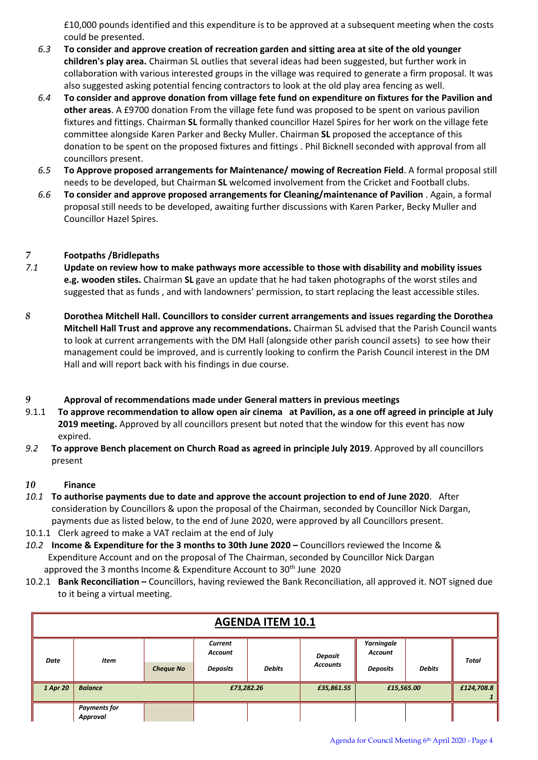£10,000 pounds identified and this expenditure is to be approved at a subsequent meeting when the costs could be presented.

*6.3* **To consider and approve creation of recreation garden and sitting area at site of the old younger children's play area.** Chairman SL outlies that several ideas had been suggested, but further work in collaboration with various interested groups in the village was required to generate a firm proposal. It was also suggested asking potential fencing contractors to look at the old play area fencing as well.

*6.4* **To consider and approve donation from village fete fund on expenditure on fixtures for the Pavilion and other areas**. A £9700 donation From the village fete fund was proposed to be spent on various pavilion fixtures and fittings. Chairman **SL** formally thanked councillor Hazel Spires for her work on the village fete committee alongside Karen Parker and Becky Muller. Chairman **SL** proposed the acceptance of this donation to be spent on the proposed fixtures and fittings . Phil Bicknell seconded with approval from all councillors present.

*6.5* **To Approve proposed arrangements for Maintenance/ mowing of Recreation Field**. A formal proposal still needs to be developed, but Chairman **SL** welcomed involvement from the Cricket and Football clubs.

*6.6* **To consider and approve proposed arrangements for Cleaning/maintenance of Pavilion** . Again, a formal proposal still needs to be developed, awaiting further discussions with Karen Parker, Becky Muller and Councillor Hazel Spires.

## *7* Footpaths /Bridlepaths

*7.1* **Update on review how to make pathways more accessible to those with disability and mobility issues e.g. wooden stiles.** Chairman **SL** gave an update that he had taken photographs of the worst stiles and suggested that as funds , and with landowners' permission, to start replacing the least accessible stiles.

*8* **Dorothea Mitchell Hall. Councillors to consider current arrangements and issues regarding the Dorothea Mitchell Hall Trust and approve any recommendations.** Chairman SL advised that the Parish Council wants to look at current arrangements with the DM Hall (alongside other parish council assets) to see how their management could be improved, and is currently looking to confirm the Parish Council interest in the DM Hall and will report back with his findings in due course.

## *9* Approval of recommendations made under General matters in previous meetings

9.1.1 **To approve recommendation to allow open air cinema at Pavilion, as a one off agreed in principle at July 2019 meeting.** Approved by all councillors present but noted that the window for this event has now expired.

*9.2* **To approve Bench placement on Church Road as agreed in principle July 2019**. Approved by all councillors present

## *10* Finance

*10.1* **To authorise payments due to date and approve the account projection to end of June 2020**. After consideration by Councillors & upon the proposal of the Chairman, seconded by Councillor Nick Dargan, payments due as listed below, to the end of June 2020, were approved by all Councillors present.

10.1.1 Clerk agreed to make a VAT reclaim at the end of July

*10.2* **Income & Expenditure for the 3 months to 30th June 2020 –** Councillors reviewed the Income & Expenditure Account and on the proposal of The Chairman, seconded by Councillor Nick Dargan approved the 3 months Income & Expenditure Account to 30th June 2020

10.2.1 **Bank Reconciliation –** Councillors, having reviewed the Bank Reconciliation, all approved it. NOT signed due to it being a virtual meeting.

**AGENDA ITEM 10.1**

| *Date* | *Item* | *Cheque No* | *Current Account Deposits* | *Debits* | *Deposit Accounts* | *Yarningale Account Deposits* | *Debits* | *Total* |
|---|---|---|---|---|---|---|---|---|
| *1 Apr 20* | *Balance* | | *£73,282.26* | | *£35,861.55* | *£15,565.00* | | *£124,708.81* |
| | *Payments for Approval* | | | | | | | |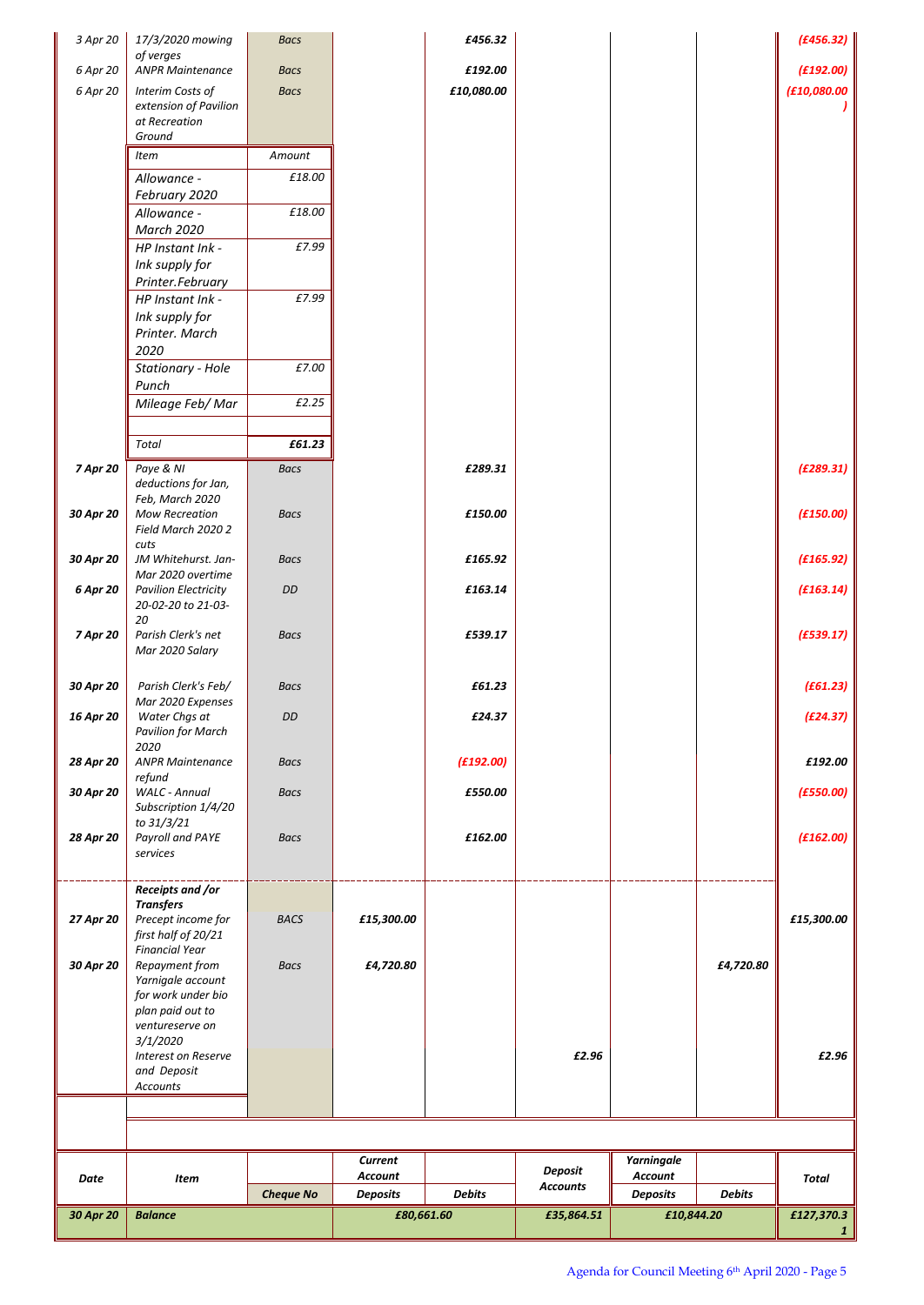| Date | Item | Cheque No | Current Account Deposits | Debits | Deposit Accounts | Yarningale Account Deposits | Debits | Total |
|---|---|---|---|---|---|---|---|---|
| 3 Apr 20 | 17/3/2020 mowing of verges | Bacs | | £456.32 | | | | (£456.32) |
| 6 Apr 20 | ANPR Maintenance | Bacs | | £192.00 | | | | (£192.00) |
| 6 Apr 20 | Interim Costs of extension of Pavilion at Recreation Ground | Bacs | | £10,080.00 | | | | (£10,080.00) |
| | Item | Amount | | | | | | |
| | Allowance - February 2020 | £18.00 | | | | | | |
| | Allowance - March 2020 | £18.00 | | | | | | |
| | HP Instant Ink - Ink supply for Printer.February | £7.99 | | | | | | |
| | HP Instant Ink - Ink supply for Printer. March 2020 | £7.99 | | | | | | |
| | Stationary - Hole Punch | £7.00 | | | | | | |
| | Mileage Feb/ Mar | £2.25 | | | | | | |
| | Total | £61.23 | | | | | | |
| 7 Apr 20 | Paye & NI deductions for Jan, Feb, March 2020 | Bacs | | £289.31 | | | | (£289.31) |
| 30 Apr 20 | Mow Recreation Field March 2020 2 cuts | Bacs | | £150.00 | | | | (£150.00) |
| 30 Apr 20 | JM Whitehurst. Jan-Mar 2020 overtime | Bacs | | £165.92 | | | | (£165.92) |
| 6 Apr 20 | Pavilion Electricity 20-02-20 to 21-03-20 | DD | | £163.14 | | | | (£163.14) |
| 7 Apr 20 | Parish Clerk's net Mar 2020 Salary | Bacs | | £539.17 | | | | (£539.17) |
| 30 Apr 20 | Parish Clerk's Feb/ Mar 2020 Expenses | Bacs | | £61.23 | | | | (£61.23) |
| 16 Apr 20 | Water Chgs at Pavilion for March 2020 | DD | | £24.37 | | | | (£24.37) |
| 28 Apr 20 | ANPR Maintenance refund | Bacs | | (£192.00) | | | | £192.00 |
| 30 Apr 20 | WALC - Annual Subscription 1/4/20 to 31/3/21 | Bacs | | £550.00 | | | | (£550.00) |
| 28 Apr 20 | Payroll and PAYE services | Bacs | | £162.00 | | | | (£162.00) |
| | **Receipts and /or Transfers** | | | | | | | |
| 27 Apr 20 | Precept income for first half of 20/21 Financial Year | BACS | £15,300.00 | | | | | £15,300.00 |
| 30 Apr 20 | Repayment from Yarnigale account for work under bio plan paid out to ventureserve on 3/1/2020 | Bacs | £4,720.80 | | | | £4,720.80 | |
| | Interest on Reserve and Deposit Accounts | | | | £2.96 | | | £2.96 |
| **30 Apr 20** | **Balance** | | **£80,661.60** | | **£35,864.51** | **£10,844.20** | | **£127,370.31** |

Agenda for Council Meeting 6th April 2020 - Page 5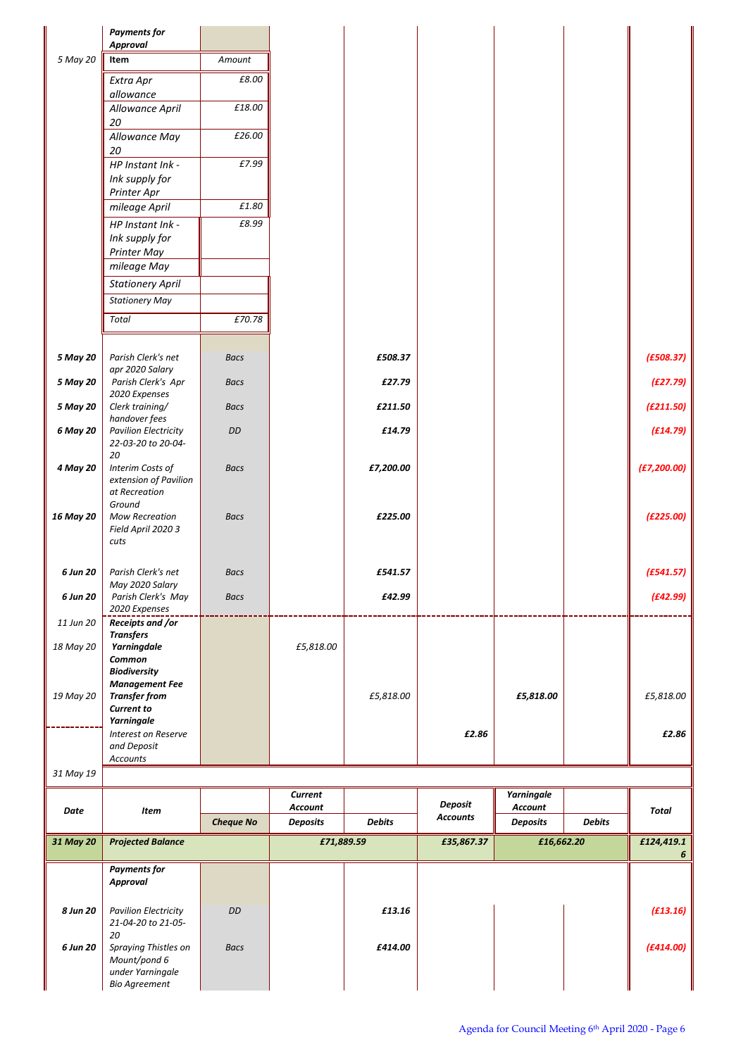| Date | Item | Cheque No | Current Account Deposits | Debits | Deposit Accounts | Yarningale Account Deposits | Debits | Total |
|---|---|---|---|---|---|---|---|---|
| | ***Payments for Approval*** | | | | | | | |
| *5 May 20* | **Item** | *Amount* | | | | | | |
| | *Extra Apr allowance* | *£8.00* | | | | | | |
| | *Allowance April 20* | *£18.00* | | | | | | |
| | *Allowance May 20* | *£26.00* | | | | | | |
| | *HP Instant Ink - Ink supply for Printer Apr* | *£7.99* | | | | | | |
| | *mileage April* | *£1.80* | | | | | | |
| | *HP Instant Ink - Ink supply for Printer May* | *£8.99* | | | | | | |
| | *mileage May* | | | | | | | |
| | *Stationery April* | | | | | | | |
| | *Stationery May* | | | | | | | |
| | *Total* | *£70.78* | | | | | | |
| ***5 May 20*** | *Parish Clerk's net apr 2020 Salary* | *Bacs* | | ***£508.37*** | | | | ***(£508.37)*** |
| ***5 May 20*** | *Parish Clerk's Apr 2020 Expenses* | *Bacs* | | ***£27.79*** | | | | ***(£27.79)*** |
| ***5 May 20*** | *Clerk training/ handover fees* | *Bacs* | | ***£211.50*** | | | | ***(£211.50)*** |
| ***6 May 20*** | *Pavilion Electricity 22-03-20 to 20-04-20* | *DD* | | ***£14.79*** | | | | ***(£14.79)*** |
| ***4 May 20*** | *Interim Costs of extension of Pavilion at Recreation Ground* | *Bacs* | | ***£7,200.00*** | | | | ***(£7,200.00)*** |
| ***16 May 20*** | *Mow Recreation Field April 2020 3 cuts* | *Bacs* | | ***£225.00*** | | | | ***(£225.00)*** |
| ***6 Jun 20*** | *Parish Clerk's net May 2020 Salary* | *Bacs* | | ***£541.57*** | | | | ***(£541.57)*** |
| ***6 Jun 20*** | *Parish Clerk's May 2020 Expenses* | *Bacs* | | ***£42.99*** | | | | ***(£42.99)*** |
| *11 Jun 20* | ***Receipts and /or Transfers*** | | | | | | | |
| *18 May 20* | ***Yarningdale Common Biodiversity Management Fee*** | | *£5,818.00* | | | | | |
| *19 May 20* | ***Transfer from Current to Yarningale*** | | | *£5,818.00* | | ***£5,818.00*** | | *£5,818.00* |
| | *Interest on Reserve and Deposit Accounts* | | | | ***£2.86*** | | | ***£2.86*** |
| *31 May 19* | | | | | | | | |
| ***31 May 20*** | ***Projected Balance*** | | ***£71,889.59*** | | ***£35,867.37*** | ***£16,662.20*** | | ***£124,419.16*** |
| | ***Payments for Approval*** | | | | | | | |
| ***8 Jun 20*** | *Pavilion Electricity 21-04-20 to 21-05-20* | *DD* | | ***£13.16*** | | | | ***(£13.16)*** |
| ***6 Jun 20*** | *Spraying Thistles on Mount/pond 6 under Yarningale Bio Agreement* | *Bacs* | | ***£414.00*** | | | | ***(£414.00)*** |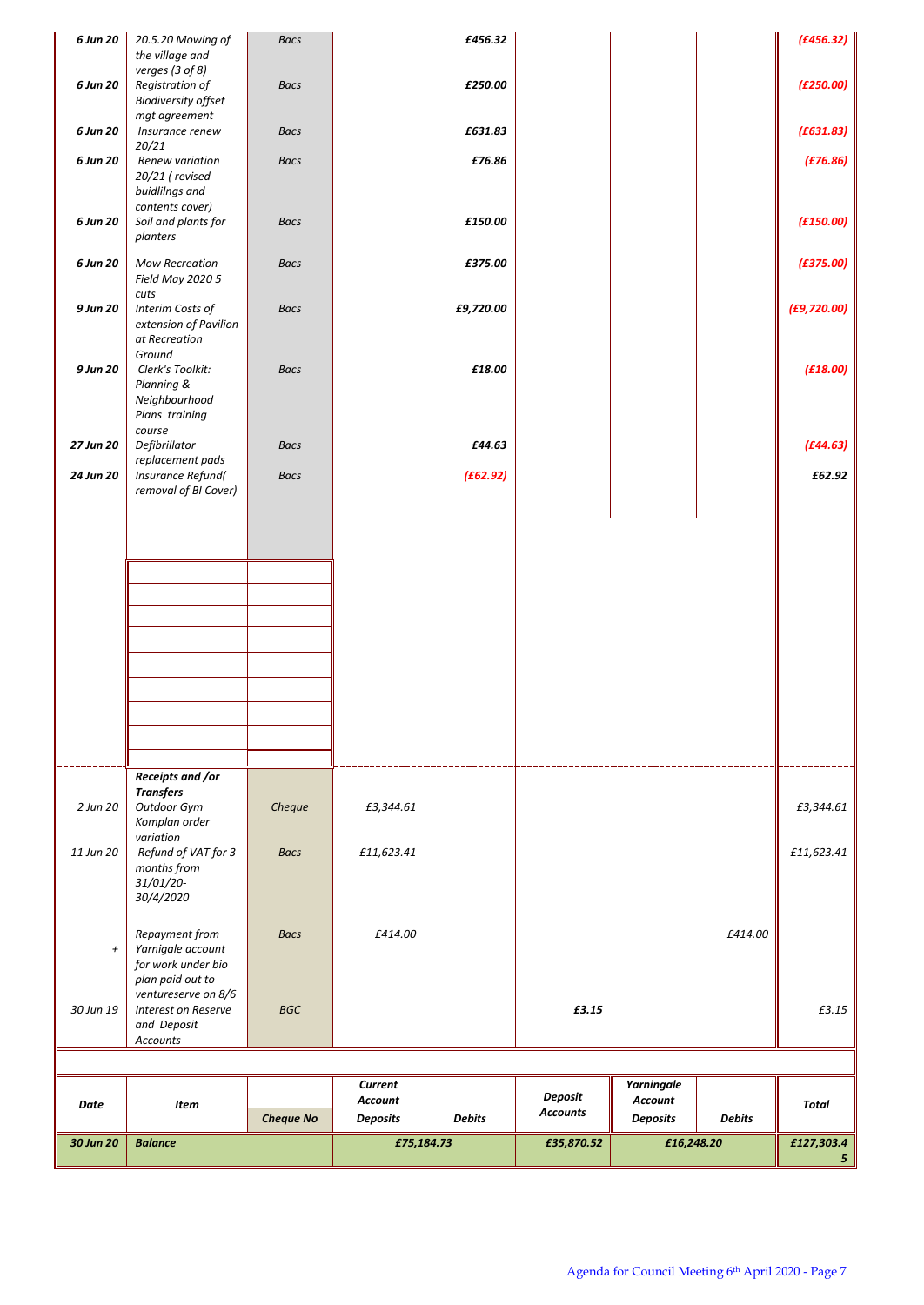| Date | Item | Cheque No | Current Account Deposits | Current Account Debits | Deposit Accounts | Yarningale Account Deposits | Yarningale Account Debits | Total |
|---|---|---|---|---|---|---|---|---|
| ***6 Jun 20*** | *20.5.20 Mowing of the village and verges (3 of 8)* | *Bacs* | | ***£456.32*** | | | | ***(£456.32)*** |
| ***6 Jun 20*** | *Registration of Biodiversity offset mgt agreement* | *Bacs* | | ***£250.00*** | | | | ***(£250.00)*** |
| ***6 Jun 20*** | *Insurance renew 20/21* | *Bacs* | | ***£631.83*** | | | | ***(£631.83)*** |
| ***6 Jun 20*** | *Renew variation 20/21 ( revised buidlilngs and contents cover)* | *Bacs* | | ***£76.86*** | | | | ***(£76.86)*** |
| ***6 Jun 20*** | *Soil and plants for planters* | *Bacs* | | ***£150.00*** | | | | ***(£150.00)*** |
| ***6 Jun 20*** | *Mow Recreation Field May 2020 5 cuts* | *Bacs* | | ***£375.00*** | | | | ***(£375.00)*** |
| ***9 Jun 20*** | *Interim Costs of extension of Pavilion at Recreation Ground* | *Bacs* | | ***£9,720.00*** | | | | ***(£9,720.00)*** |
| ***9 Jun 20*** | *Clerk's Toolkit: Planning & Neighbourhood Plans training course* | *Bacs* | | ***£18.00*** | | | | ***(£18.00)*** |
| ***27 Jun 20*** | *Defibrillator replacement pads* | *Bacs* | | ***£44.63*** | | | | ***(£44.63)*** |
| ***24 Jun 20*** | *Insurance Refund( removal of BI Cover)* | *Bacs* | | ***(£62.92)*** | | | | ***£62.92*** |
| | ***Receipts and /or Transfers*** | | | | | | | |
| *2 Jun 20* | *Outdoor Gym Komplan order variation* | *Cheque* | *£3,344.61* | | | | | *£3,344.61* |
| *11 Jun 20* | *Refund of VAT for 3 months from 31/01/20-30/4/2020* | *Bacs* | *£11,623.41* | | | | | *£11,623.41* |
| *+* | *Repayment from Yarnigale account for work under bio plan paid out to ventureserve on 8/6* | *Bacs* | *£414.00* | | | | *£414.00* | |
| *30 Jun 19* | *Interest on Reserve and Deposit Accounts* | *BGC* | | | ***£3.15*** | | | *£3.15* |
| ***30 Jun 20*** | ***Balance*** | | ***£75,184.73*** | | ***£35,870.52*** | ***£16,248.20*** | | ***£127,303.45*** |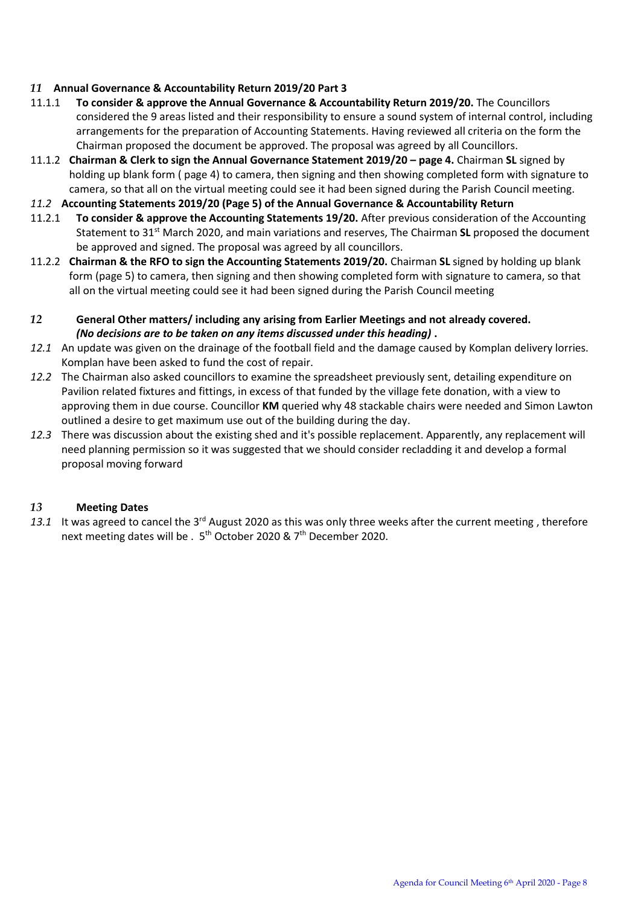## *11* Annual Governance & Accountability Return 2019/20 Part 3

11.1.1 **To consider & approve the Annual Governance & Accountability Return 2019/20.** The Councillors considered the 9 areas listed and their responsibility to ensure a sound system of internal control, including arrangements for the preparation of Accounting Statements. Having reviewed all criteria on the form the Chairman proposed the document be approved. The proposal was agreed by all Councillors.

11.1.2 **Chairman & Clerk to sign the Annual Governance Statement 2019/20 – page 4.** Chairman **SL** signed by holding up blank form ( page 4) to camera, then signing and then showing completed form with signature to camera, so that all on the virtual meeting could see it had been signed during the Parish Council meeting.

### *11.2* Accounting Statements 2019/20 (Page 5) of the Annual Governance & Accountability Return

11.2.1 **To consider & approve the Accounting Statements 19/20.** After previous consideration of the Accounting Statement to 31st March 2020, and main variations and reserves, The Chairman **SL** proposed the document be approved and signed. The proposal was agreed by all councillors.

11.2.2 **Chairman & the RFO to sign the Accounting Statements 2019/20.** Chairman **SL** signed by holding up blank form (page 5) to camera, then signing and then showing completed form with signature to camera, so that all on the virtual meeting could see it had been signed during the Parish Council meeting

## *12* General Other matters/ including any arising from Earlier Meetings and not already covered. ***(No decisions are to be taken on any items discussed under this heading)*** .

*12.1* An update was given on the drainage of the football field and the damage caused by Komplan delivery lorries. Komplan have been asked to fund the cost of repair.

*12.2* The Chairman also asked councillors to examine the spreadsheet previously sent, detailing expenditure on Pavilion related fixtures and fittings, in excess of that funded by the village fete donation, with a view to approving them in due course. Councillor **KM** queried why 48 stackable chairs were needed and Simon Lawton outlined a desire to get maximum use out of the building during the day.

*12.3* There was discussion about the existing shed and it's possible replacement. Apparently, any replacement will need planning permission so it was suggested that we should consider recladding it and develop a formal proposal moving forward

## *13* Meeting Dates

*13.1* It was agreed to cancel the 3rd August 2020 as this was only three weeks after the current meeting , therefore next meeting dates will be . 5th October 2020 & 7th December 2020.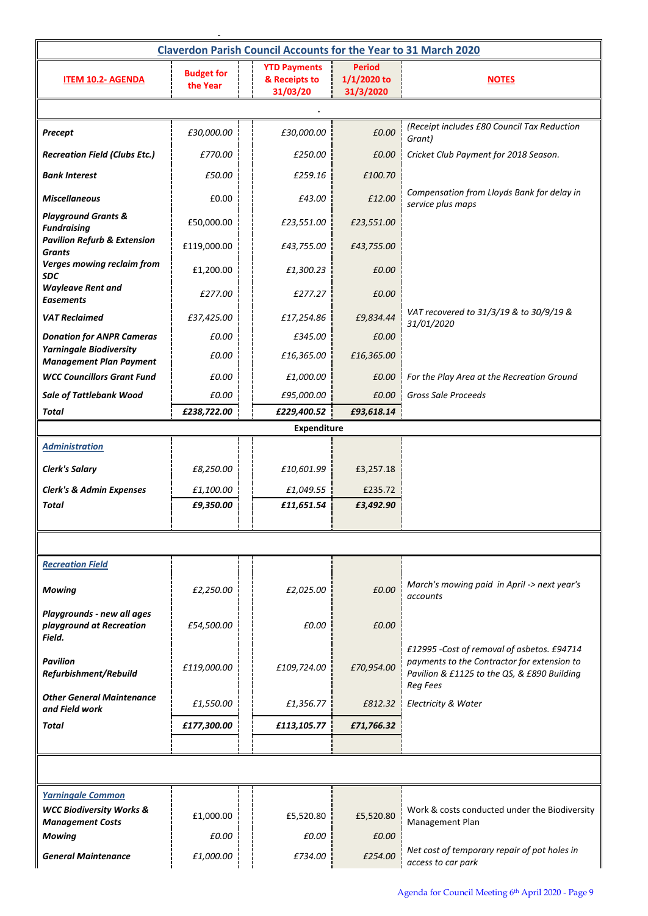| Claverdon Parish Council Accounts for the Year to 31 March 2020 | | | | |
|---|---|---|---|---|
| **ITEM 10.2- AGENDA** | **Budget for the Year** | **YTD Payments & Receipts to 31/03/20** | **Period 1/1/2020 to 31/3/2020** | **NOTES** |
| | | . | | |
| ***Precept*** | *£30,000.00* | *£30,000.00* | *£0.00* | *(Receipt includes £80 Council Tax Reduction Grant)* |
| ***Recreation Field (Clubs Etc.)*** | *£770.00* | *£250.00* | *£0.00* | *Cricket Club Payment for 2018 Season.* |
| ***Bank Interest*** | *£50.00* | *£259.16* | *£100.70* | |
| ***Miscellaneous*** | £0.00 | *£43.00* | *£12.00* | *Compensation from Lloyds Bank for delay in service plus maps* |
| ***Playground Grants & Fundraising*** | £50,000.00 | *£23,551.00* | *£23,551.00* | |
| ***Pavilion Refurb & Extension Grants*** | £119,000.00 | *£43,755.00* | *£43,755.00* | |
| ***Verges mowing reclaim from SDC*** | £1,200.00 | *£1,300.23* | *£0.00* | |
| ***Wayleave Rent and Easements*** | *£277.00* | *£277.27* | *£0.00* | |
| ***VAT Reclaimed*** | *£37,425.00* | *£17,254.86* | *£9,834.44* | *VAT recovered to 31/3/19 & to 30/9/19 & 31/01/2020* |
| ***Donation for ANPR Cameras*** | *£0.00* | *£345.00* | *£0.00* | |
| ***Yarningale Biodiversity Management Plan Payment*** | *£0.00* | *£16,365.00* | *£16,365.00* | |
| ***WCC Councillors Grant Fund*** | *£0.00* | *£1,000.00* | *£0.00* | *For the Play Area at the Recreation Ground* |
| ***Sale of Tattlebank Wood*** | *£0.00* | *£95,000.00* | *£0.00* | *Gross Sale Proceeds* |
| ***Total*** | ***£238,722.00*** | ***£229,400.52*** | ***£93,618.14*** | |
| | | **Expenditure** | | |
| ***Administration*** | | | | |
| ***Clerk's Salary*** | *£8,250.00* | *£10,601.99* | £3,257.18 | |
| ***Clerk's & Admin Expenses*** | *£1,100.00* | *£1,049.55* | £235.72 | |
| ***Total*** | ***£9,350.00*** | ***£11,651.54*** | ***£3,492.90*** | |
| | | | | |
| ***Recreation Field*** | | | | |
| ***Mowing*** | *£2,250.00* | *£2,025.00* | *£0.00* | *March's mowing paid in April -> next year's accounts* |
| ***Playgrounds - new all ages playground at Recreation Field.*** | *£54,500.00* | *£0.00* | *£0.00* | |
| ***Pavilion Refurbishment/Rebuild*** | *£119,000.00* | *£109,724.00* | *£70,954.00* | *£12995 -Cost of removal of asbetos. £94714 payments to the Contractor for extension to Pavilion & £1125 to the QS, & £890 Building Reg Fees* |
| ***Other General Maintenance and Field work*** | *£1,550.00* | *£1,356.77* | *£812.32* | *Electricity & Water* |
| ***Total*** | ***£177,300.00*** | ***£113,105.77*** | ***£71,766.32*** | |
| | | | | |
| ***Yarningale Common*** | | | | |
| ***WCC Biodiversity Works & Management Costs*** | £1,000.00 | £5,520.80 | £5,520.80 | Work & costs conducted under the Biodiversity Management Plan |
| ***Mowing*** | *£0.00* | *£0.00* | *£0.00* | |
| ***General Maintenance*** | *£1,000.00* | *£734.00* | *£254.00* | *Net cost of temporary repair of pot holes in access to car park* |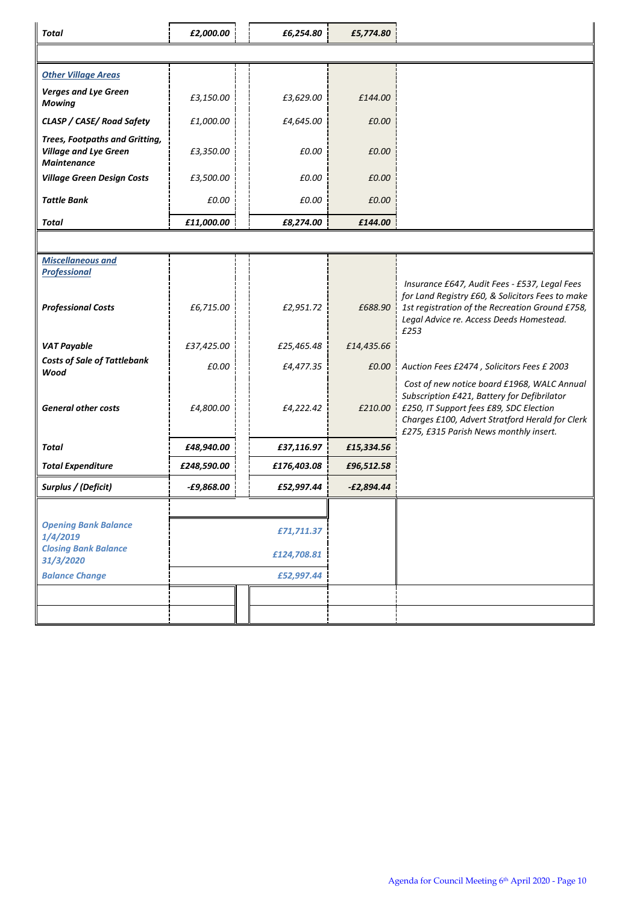| | | | | |
|---|---|---|---|---|
| ***Total*** | ***£2,000.00*** | ***£6,254.80*** | ***£5,774.80*** | |
| | | | | |
| ***Other Village Areas*** | | | | |
| ***Verges and Lye Green Mowing*** | *£3,150.00* | *£3,629.00* | *£144.00* | |
| ***CLASP / CASE/ Road Safety*** | *£1,000.00* | *£4,645.00* | *£0.00* | |
| ***Trees, Footpaths and Gritting, Village and Lye Green Maintenance*** | *£3,350.00* | *£0.00* | *£0.00* | |
| ***Village Green Design Costs*** | *£3,500.00* | *£0.00* | *£0.00* | |
| ***Tattle Bank*** | *£0.00* | *£0.00* | *£0.00* | |
| ***Total*** | ***£11,000.00*** | ***£8,274.00*** | ***£144.00*** | |
| | | | | |
| ***Miscellaneous and Professional*** | | | | |
| ***Professional Costs*** | *£6,715.00* | *£2,951.72* | *£688.90* | *Insurance £647, Audit Fees - £537, Legal Fees for Land Registry £60, & Solicitors Fees to make 1st registration of the Recreation Ground £758, Legal Advice re. Access Deeds Homestead. £253* |
| ***VAT Payable*** | *£37,425.00* | *£25,465.48* | *£14,435.66* | |
| ***Costs of Sale of Tattlebank Wood*** | *£0.00* | *£4,477.35* | *£0.00* | *Auction Fees £2474 , Solicitors Fees £ 2003* |
| ***General other costs*** | *£4,800.00* | *£4,222.42* | *£210.00* | *Cost of new notice board £1968, WALC Annual Subscription £421, Battery for Defibrilator £250, IT Support fees £89, SDC Election Charges £100, Advert Stratford Herald for Clerk £275, £315 Parish News monthly insert.* |
| ***Total*** | ***£48,940.00*** | ***£37,116.97*** | ***£15,334.56*** | |
| ***Total Expenditure*** | ***£248,590.00*** | ***£176,403.08*** | ***£96,512.58*** | |
| ***Surplus / (Deficit)*** | ***-£9,868.00*** | ***£52,997.44*** | ***-£2,894.44*** | |
| | | | | |
| ***Opening Bank Balance 1/4/2019*** | | ***£71,711.37*** | | |
| ***Closing Bank Balance 31/3/2020*** | | ***£124,708.81*** | | |
| ***Balance Change*** | | ***£52,997.44*** | | |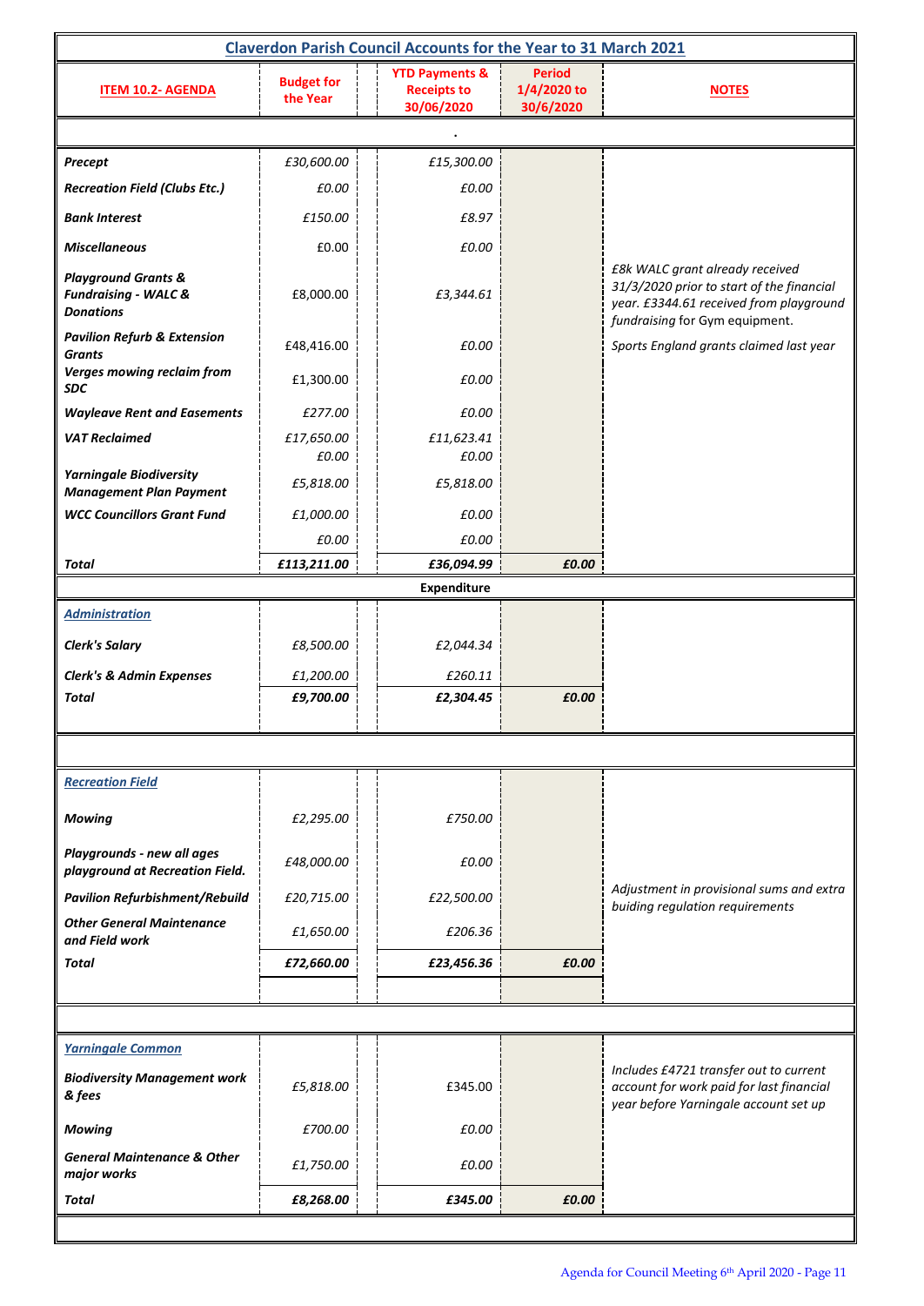## Claverdon Parish Council Accounts for the Year to 31 March 2021

| ITEM 10.2- AGENDA | Budget for the Year | YTD Payments & Receipts to 30/06/2020 | Period 1/4/2020 to 30/6/2020 | NOTES |
|---|---|---|---|---|
| . | | | | |
| *Precept* | £30,600.00 | £15,300.00 | | |
| *Recreation Field (Clubs Etc.)* | £0.00 | £0.00 | | |
| *Bank Interest* | £150.00 | £8.97 | | |
| *Miscellaneous* | £0.00 | £0.00 | | |
| *Playground Grants & Fundraising - WALC & Donations* | £8,000.00 | £3,344.61 | | *£8k WALC grant already received 31/3/2020 prior to start of the financial year. £3344.61 received from playground fundraising for Gym equipment.* |
| *Pavilion Refurb & Extension Grants* | £48,416.00 | £0.00 | | *Sports England grants claimed last year* |
| *Verges mowing reclaim from SDC* | £1,300.00 | £0.00 | | |
| *Wayleave Rent and Easements* | £277.00 | £0.00 | | |
| *VAT Reclaimed* | £17,650.00 | £11,623.41 | | |
| | £0.00 | £0.00 | | |
| *Yarningale Biodiversity Management Plan Payment* | £5,818.00 | £5,818.00 | | |
| *WCC Councillors Grant Fund* | £1,000.00 | £0.00 | | |
| | £0.00 | £0.00 | | |
| ***Total*** | ***£113,211.00*** | ***£36,094.99*** | ***£0.00*** | |
| **Expenditure** | | | | |
| ***Administration*** | | | | |
| *Clerk's Salary* | £8,500.00 | £2,044.34 | | |
| *Clerk's & Admin Expenses* | £1,200.00 | £260.11 | | |
| ***Total*** | ***£9,700.00*** | ***£2,304.45*** | ***£0.00*** | |
| ***Recreation Field*** | | | | |
| *Mowing* | £2,295.00 | £750.00 | | |
| *Playgrounds - new all ages playground at Recreation Field.* | £48,000.00 | £0.00 | | |
| *Pavilion Refurbishment/Rebuild* | £20,715.00 | £22,500.00 | | *Adjustment in provisional sums and extra buiding regulation requirements* |
| *Other General Maintenance and Field work* | £1,650.00 | £206.36 | | |
| ***Total*** | ***£72,660.00*** | ***£23,456.36*** | ***£0.00*** | |
| ***Yarningale Common*** | | | | |
| *Biodiversity Management work & fees* | £5,818.00 | £345.00 | | *Includes £4721 transfer out to current account for work paid for last financial year before Yarningale account set up* |
| *Mowing* | £700.00 | £0.00 | | |
| *General Maintenance & Other major works* | £1,750.00 | £0.00 | | |
| ***Total*** | ***£8,268.00*** | ***£345.00*** | ***£0.00*** | |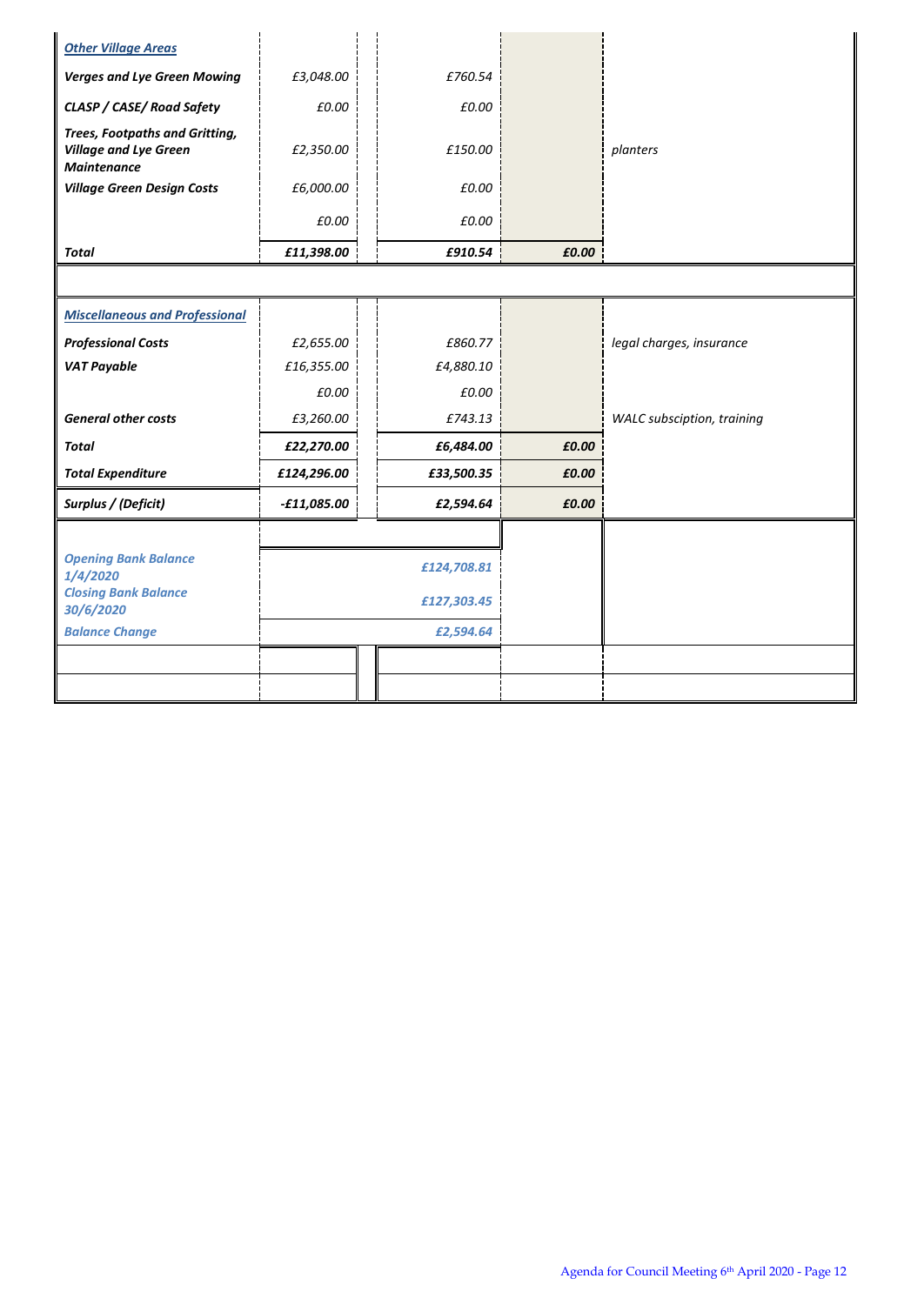| | | | | |
|---|---|---|---|---|
| ***Other Village Areas*** | | | | |
| ***Verges and Lye Green Mowing*** | *£3,048.00* | *£760.54* | | |
| ***CLASP / CASE/ Road Safety*** | *£0.00* | *£0.00* | | |
| ***Trees, Footpaths and Gritting, Village and Lye Green Maintenance*** | *£2,350.00* | *£150.00* | | *planters* |
| ***Village Green Design Costs*** | *£6,000.00* | *£0.00* | | |
| | *£0.00* | *£0.00* | | |
| ***Total*** | ***£11,398.00*** | ***£910.54*** | ***£0.00*** | |
| | | | | |
| ***Miscellaneous and Professional*** | | | | |
| ***Professional Costs*** | *£2,655.00* | *£860.77* | | *legal charges, insurance* |
| ***VAT Payable*** | *£16,355.00* | *£4,880.10* | | |
| | *£0.00* | *£0.00* | | |
| ***General other costs*** | *£3,260.00* | *£743.13* | | *WALC subsciption, training* |
| ***Total*** | ***£22,270.00*** | ***£6,484.00*** | ***£0.00*** | |
| ***Total Expenditure*** | ***£124,296.00*** | ***£33,500.35*** | ***£0.00*** | |
| ***Surplus / (Deficit)*** | ***-£11,085.00*** | ***£2,594.64*** | ***£0.00*** | |
| | | | | |
| ***Opening Bank Balance 1/4/2020*** | | ***£124,708.81*** | | |
| ***Closing Bank Balance 30/6/2020*** | | ***£127,303.45*** | | |
| ***Balance Change*** | | ***£2,594.64*** | | |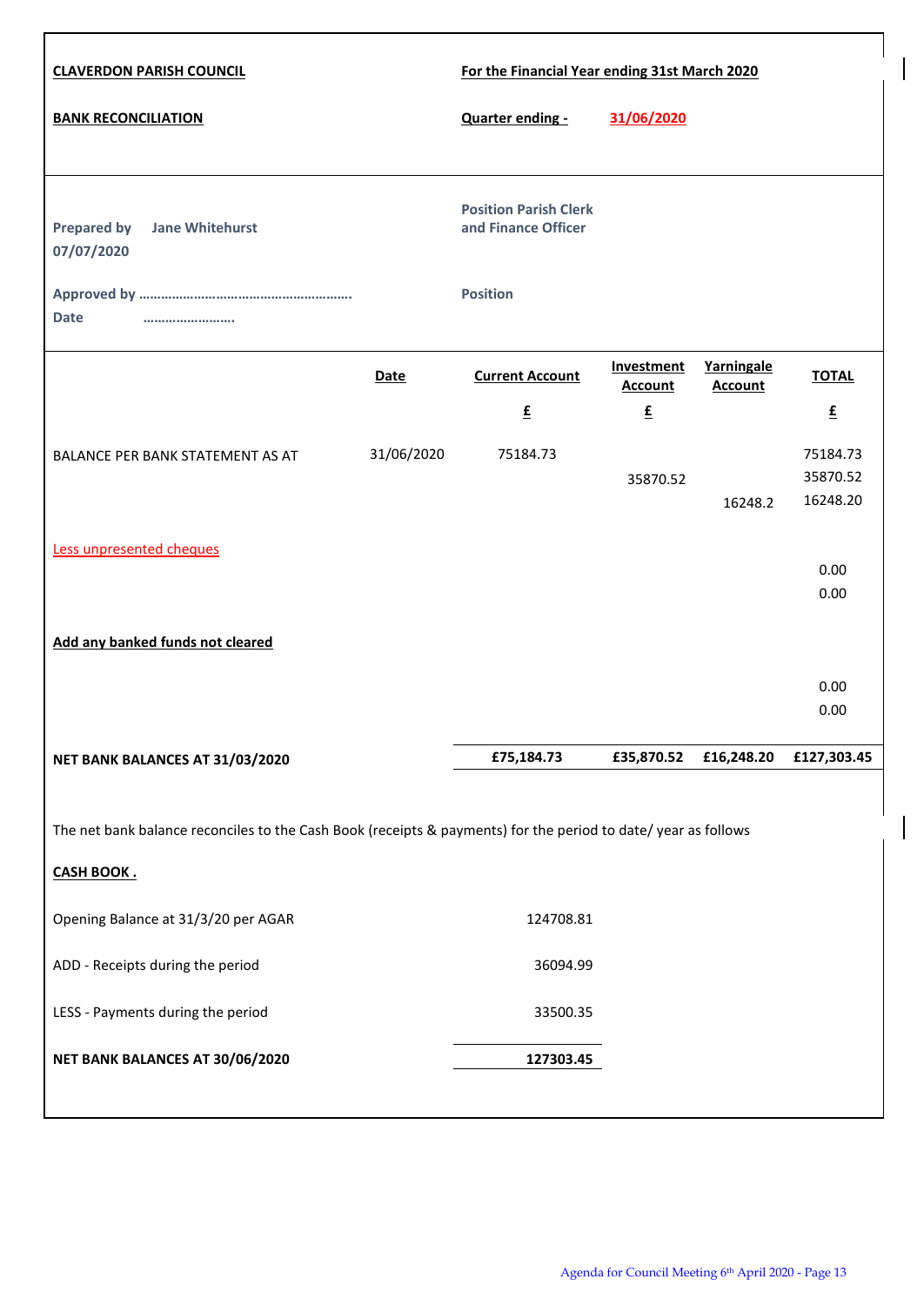**CLAVERDON PARISH COUNCIL** — **For the Financial Year ending 31st March 2020**

**BANK RECONCILIATION** — **Quarter ending - 31/06/2020**

**Prepared by** Jane Whitehurst 07/07/2020 — **Position** Parish Clerk and Finance Officer

**Approved by** ………………………………………………. — **Position**

**Date** …………………….

| | Date | Current Account £ | Investment Account £ | Yarningale Account | TOTAL £ |
|---|---|---|---|---|---|
| BALANCE PER BANK STATEMENT AS AT | 31/06/2020 | 75184.73 | | | 75184.73 |
| | | | 35870.52 | | 35870.52 |
| | | | | 16248.2 | 16248.20 |
| Less unpresented cheques | | | | | |
| | | | | | 0.00 |
| | | | | | 0.00 |
| **Add any banked funds not cleared** | | | | | |
| | | | | | 0.00 |
| | | | | | 0.00 |
| **NET BANK BALANCES AT 31/03/2020** | | **£75,184.73** | **£35,870.52** | **£16,248.20** | **£127,303.45** |

The net bank balance reconciles to the Cash Book (receipts & payments) for the period to date/ year as follows

**CASH BOOK .**

| | |
|---|---|
| Opening Balance at 31/3/20 per AGAR | 124708.81 |
| ADD - Receipts during the period | 36094.99 |
| LESS - Payments during the period | 33500.35 |
| **NET BANK BALANCES AT 30/06/2020** | **127303.45** |

Agenda for Council Meeting 6th April 2020 - Page 13